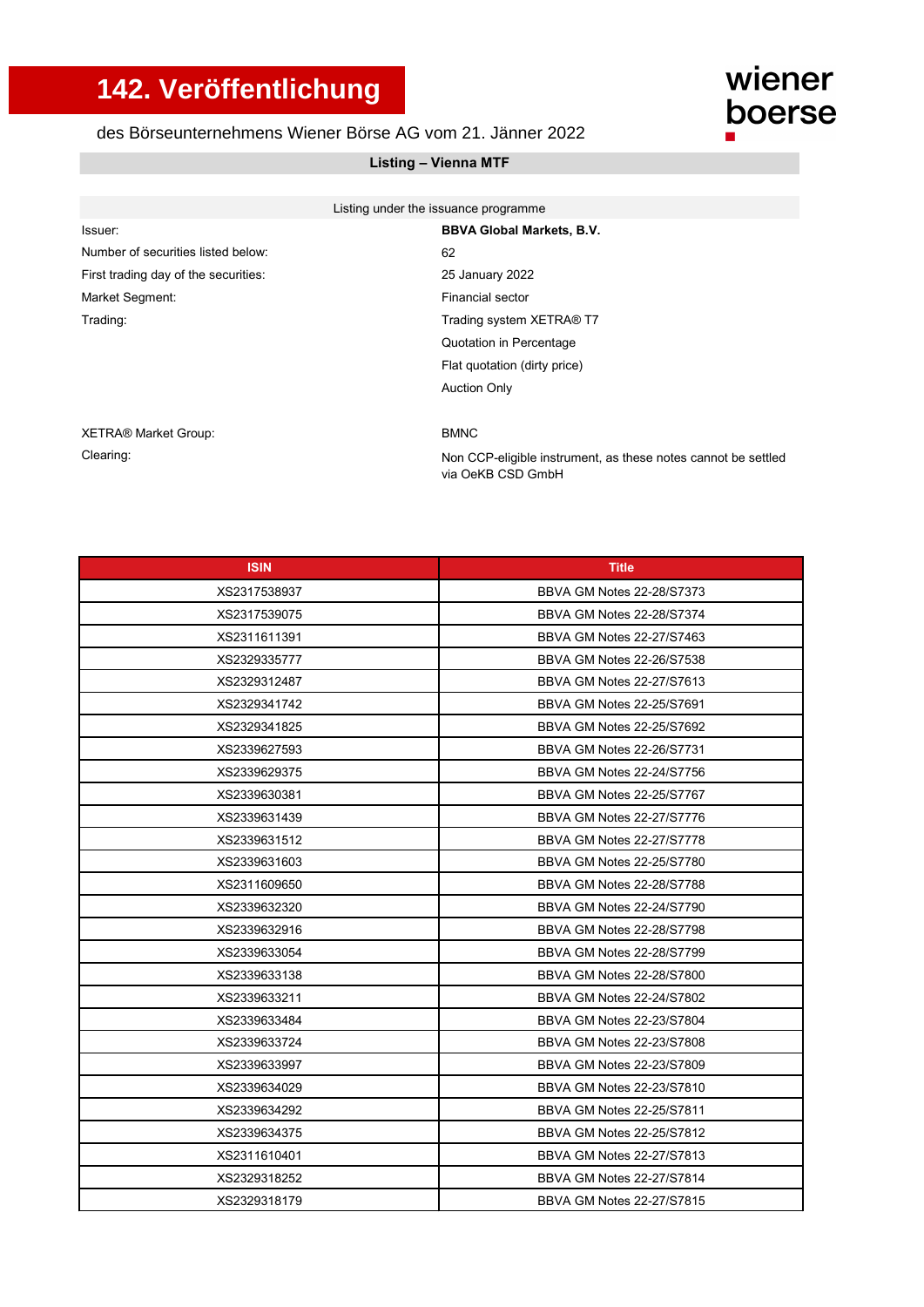# 142. Veröffentlichung

des Börseunternehmens Wiener Börse AG vom 21. Jänner 2022

wiener boerse

## Listing – Vienna MTF

Listing under the issuance programme

| | |
|---|---|
| Issuer: | **BBVA Global Markets, B.V.** |
| Number of securities listed below: | 62 |
| First trading day of the securities: | 25 January 2022 |
| Market Segment: | Financial sector |
| Trading: | Trading system XETRA® T7<br>Quotation in Percentage<br>Flat quotation (dirty price)<br>Auction Only |
| XETRA® Market Group: | BMNC |
| Clearing: | Non CCP-eligible instrument, as these notes cannot be settled via OeKB CSD GmbH |

| ISIN | Title |
|---|---|
| XS2317538937 | BBVA GM Notes 22-28/S7373 |
| XS2317539075 | BBVA GM Notes 22-28/S7374 |
| XS2311611391 | BBVA GM Notes 22-27/S7463 |
| XS2329335777 | BBVA GM Notes 22-26/S7538 |
| XS2329312487 | BBVA GM Notes 22-27/S7613 |
| XS2329341742 | BBVA GM Notes 22-25/S7691 |
| XS2329341825 | BBVA GM Notes 22-25/S7692 |
| XS2339627593 | BBVA GM Notes 22-26/S7731 |
| XS2339629375 | BBVA GM Notes 22-24/S7756 |
| XS2339630381 | BBVA GM Notes 22-25/S7767 |
| XS2339631439 | BBVA GM Notes 22-27/S7776 |
| XS2339631512 | BBVA GM Notes 22-27/S7778 |
| XS2339631603 | BBVA GM Notes 22-25/S7780 |
| XS2311609650 | BBVA GM Notes 22-28/S7788 |
| XS2339632320 | BBVA GM Notes 22-24/S7790 |
| XS2339632916 | BBVA GM Notes 22-28/S7798 |
| XS2339633054 | BBVA GM Notes 22-28/S7799 |
| XS2339633138 | BBVA GM Notes 22-28/S7800 |
| XS2339633211 | BBVA GM Notes 22-24/S7802 |
| XS2339633484 | BBVA GM Notes 22-23/S7804 |
| XS2339633724 | BBVA GM Notes 22-23/S7808 |
| XS2339633997 | BBVA GM Notes 22-23/S7809 |
| XS2339634029 | BBVA GM Notes 22-23/S7810 |
| XS2339634292 | BBVA GM Notes 22-25/S7811 |
| XS2339634375 | BBVA GM Notes 22-25/S7812 |
| XS2311610401 | BBVA GM Notes 22-27/S7813 |
| XS2329318252 | BBVA GM Notes 22-27/S7814 |
| XS2329318179 | BBVA GM Notes 22-27/S7815 |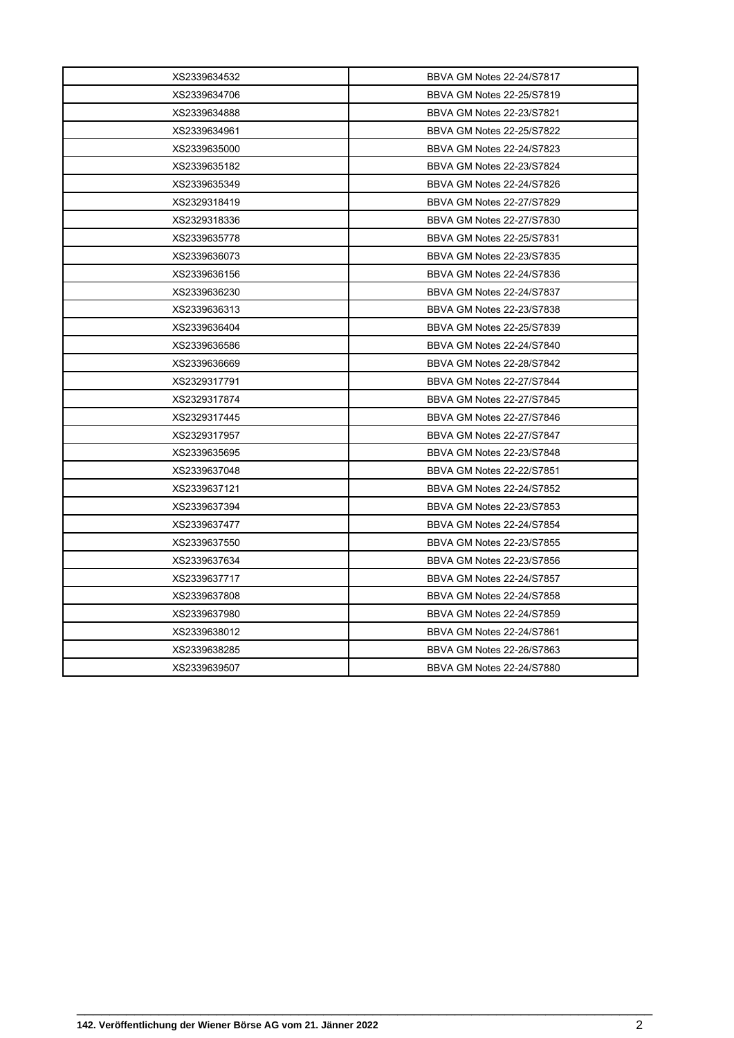| XS2339634532 | BBVA GM Notes 22-24/S7817 |
|---|---|
| XS2339634706 | BBVA GM Notes 22-25/S7819 |
| XS2339634888 | BBVA GM Notes 22-23/S7821 |
| XS2339634961 | BBVA GM Notes 22-25/S7822 |
| XS2339635000 | BBVA GM Notes 22-24/S7823 |
| XS2339635182 | BBVA GM Notes 22-23/S7824 |
| XS2339635349 | BBVA GM Notes 22-24/S7826 |
| XS2329318419 | BBVA GM Notes 22-27/S7829 |
| XS2329318336 | BBVA GM Notes 22-27/S7830 |
| XS2339635778 | BBVA GM Notes 22-25/S7831 |
| XS2339636073 | BBVA GM Notes 22-23/S7835 |
| XS2339636156 | BBVA GM Notes 22-24/S7836 |
| XS2339636230 | BBVA GM Notes 22-24/S7837 |
| XS2339636313 | BBVA GM Notes 22-23/S7838 |
| XS2339636404 | BBVA GM Notes 22-25/S7839 |
| XS2339636586 | BBVA GM Notes 22-24/S7840 |
| XS2339636669 | BBVA GM Notes 22-28/S7842 |
| XS2329317791 | BBVA GM Notes 22-27/S7844 |
| XS2329317874 | BBVA GM Notes 22-27/S7845 |
| XS2329317445 | BBVA GM Notes 22-27/S7846 |
| XS2329317957 | BBVA GM Notes 22-27/S7847 |
| XS2339635695 | BBVA GM Notes 22-23/S7848 |
| XS2339637048 | BBVA GM Notes 22-22/S7851 |
| XS2339637121 | BBVA GM Notes 22-24/S7852 |
| XS2339637394 | BBVA GM Notes 22-23/S7853 |
| XS2339637477 | BBVA GM Notes 22-24/S7854 |
| XS2339637550 | BBVA GM Notes 22-23/S7855 |
| XS2339637634 | BBVA GM Notes 22-23/S7856 |
| XS2339637717 | BBVA GM Notes 22-24/S7857 |
| XS2339637808 | BBVA GM Notes 22-24/S7858 |
| XS2339637980 | BBVA GM Notes 22-24/S7859 |
| XS2339638012 | BBVA GM Notes 22-24/S7861 |
| XS2339638285 | BBVA GM Notes 22-26/S7863 |
| XS2339639507 | BBVA GM Notes 22-24/S7880 |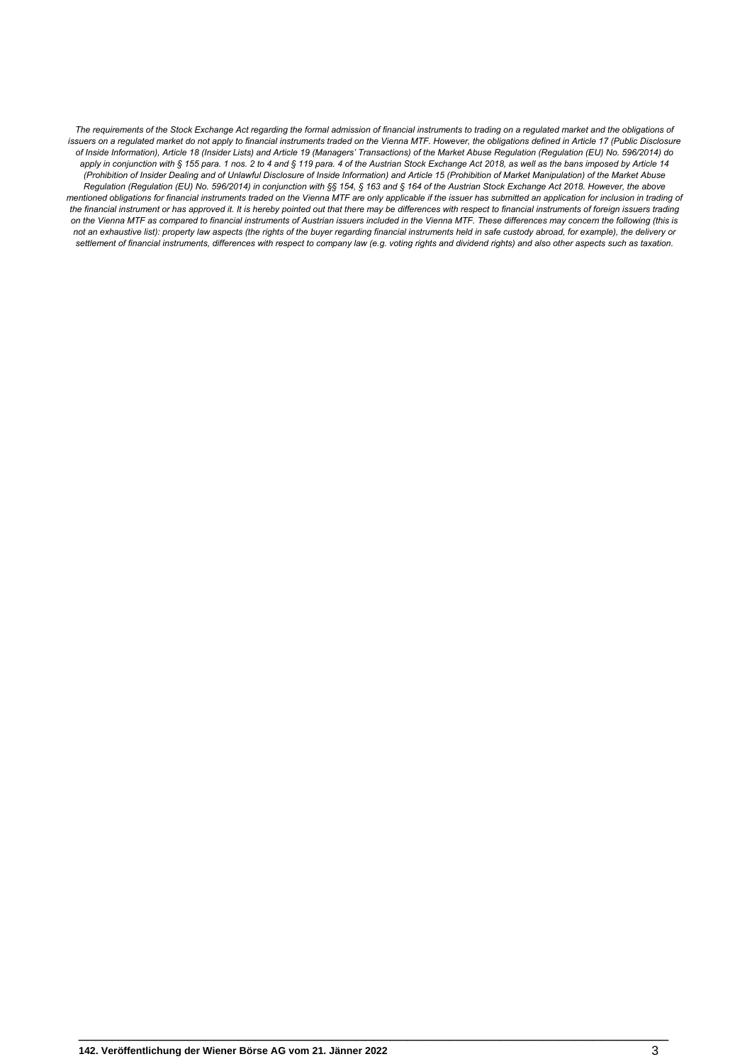*The requirements of the Stock Exchange Act regarding the formal admission of financial instruments to trading on a regulated market and the obligations of issuers on a regulated market do not apply to financial instruments traded on the Vienna MTF. However, the obligations defined in Article 17 (Public Disclosure of Inside Information), Article 18 (Insider Lists) and Article 19 (Managers' Transactions) of the Market Abuse Regulation (Regulation (EU) No. 596/2014) do apply in conjunction with § 155 para. 1 nos. 2 to 4 and § 119 para. 4 of the Austrian Stock Exchange Act 2018, as well as the bans imposed by Article 14 (Prohibition of Insider Dealing and of Unlawful Disclosure of Inside Information) and Article 15 (Prohibition of Market Manipulation) of the Market Abuse Regulation (Regulation (EU) No. 596/2014) in conjunction with §§ 154, § 163 and § 164 of the Austrian Stock Exchange Act 2018. However, the above mentioned obligations for financial instruments traded on the Vienna MTF are only applicable if the issuer has submitted an application for inclusion in trading of the financial instrument or has approved it. It is hereby pointed out that there may be differences with respect to financial instruments of foreign issuers trading on the Vienna MTF as compared to financial instruments of Austrian issuers included in the Vienna MTF. These differences may concern the following (this is not an exhaustive list): property law aspects (the rights of the buyer regarding financial instruments held in safe custody abroad, for example), the delivery or settlement of financial instruments, differences with respect to company law (e.g. voting rights and dividend rights) and also other aspects such as taxation.*